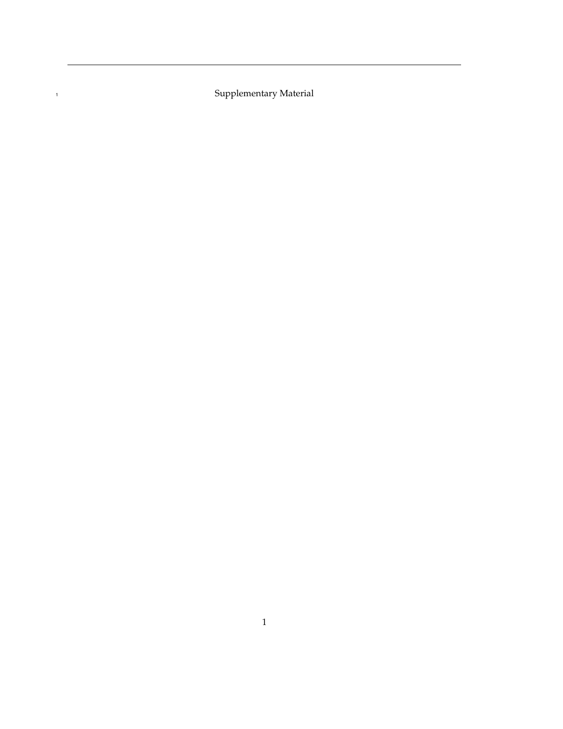# Supplementary Material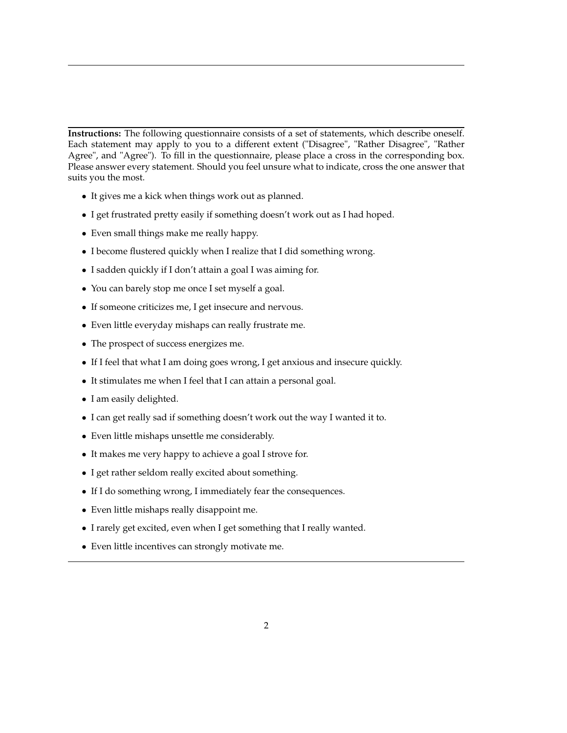**Instructions:** The following questionnaire consists of a set of statements, which describe oneself. Each statement may apply to you to a different extent ("Disagree", "Rather Disagree", "Rather Agree", and "Agree"). To fill in the questionnaire, please place a cross in the corresponding box. Please answer every statement. Should you feel unsure what to indicate, cross the one answer that suits you the most.

- It gives me a kick when things work out as planned.
- I get frustrated pretty easily if something doesn't work out as I had hoped.
- Even small things make me really happy.
- I become flustered quickly when I realize that I did something wrong.
- I sadden quickly if I don't attain a goal I was aiming for.
- You can barely stop me once I set myself a goal.
- If someone criticizes me, I get insecure and nervous.
- Even little everyday mishaps can really frustrate me.
- The prospect of success energizes me.
- If I feel that what I am doing goes wrong, I get anxious and insecure quickly.
- It stimulates me when I feel that I can attain a personal goal.
- I am easily delighted.
- I can get really sad if something doesn't work out the way I wanted it to.
- Even little mishaps unsettle me considerably.
- It makes me very happy to achieve a goal I strove for.
- I get rather seldom really excited about something.
- If I do something wrong, I immediately fear the consequences.
- Even little mishaps really disappoint me.
- I rarely get excited, even when I get something that I really wanted.
- Even little incentives can strongly motivate me.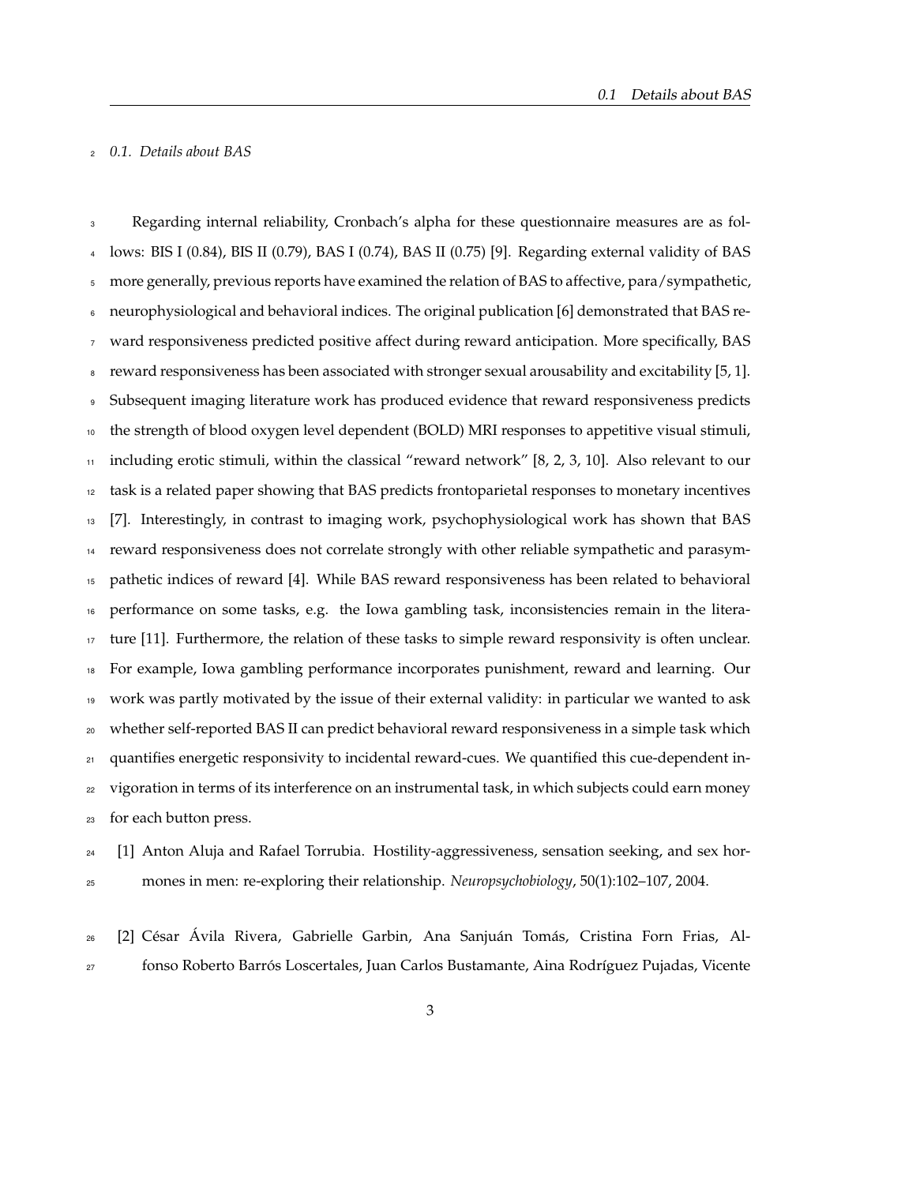### 0.1. Details about BAS

Regarding internal reliability, Cronbach's alpha for these questionnaire measures are as follows: BIS I (0.84), BIS II (0.79), BAS I (0.74), BAS II (0.75) [9]. Regarding external validity of BAS more generally, previous reports have examined the relation of BAS to affective, para/sympathetic, neurophysiological and behavioral indices. The original publication [6] demonstrated that BAS reward responsiveness predicted positive affect during reward anticipation. More specifically, BAS reward responsiveness has been associated with stronger sexual arousability and excitability [5, 1]. Subsequent imaging literature work has produced evidence that reward responsiveness predicts the strength of blood oxygen level dependent (BOLD) MRI responses to appetitive visual stimuli, including erotic stimuli, within the classical "reward network" [8, 2, 3, 10]. Also relevant to our task is a related paper showing that BAS predicts frontoparietal responses to monetary incentives [7]. Interestingly, in contrast to imaging work, psychophysiological work has shown that BAS reward responsiveness does not correlate strongly with other reliable sympathetic and parasympathetic indices of reward [4]. While BAS reward responsiveness has been related to behavioral performance on some tasks, e.g. the Iowa gambling task, inconsistencies remain in the literature [11]. Furthermore, the relation of these tasks to simple reward responsivity is often unclear. For example, Iowa gambling performance incorporates punishment, reward and learning. Our work was partly motivated by the issue of their external validity: in particular we wanted to ask whether self-reported BAS II can predict behavioral reward responsiveness in a simple task which quantifies energetic responsivity to incidental reward-cues. We quantified this cue-dependent invigoration in terms of its interference on an instrumental task, in which subjects could earn money for each button press.

[1] Anton Aluja and Rafael Torrubia. Hostility-aggressiveness, sensation seeking, and sex hormones in men: re-exploring their relationship. *Neuropsychobiology*, 50(1):102–107, 2004.

[2] César Ávila Rivera, Gabrielle Garbin, Ana Sanjuán Tomás, Cristina Forn Frias, Alfonso Roberto Barrós Loscertales, Juan Carlos Bustamante, Aina Rodríguez Pujadas, Vicente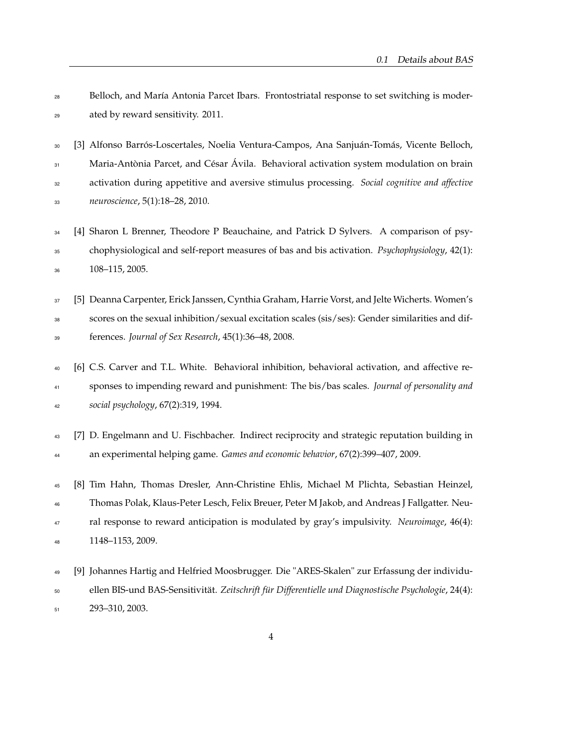Belloch, and María Antonia Parcet Ibars. Frontostriatal response to set switching is moderated by reward sensitivity. 2011.

[3] Alfonso Barrós-Loscertales, Noelia Ventura-Campos, Ana Sanjuán-Tomás, Vicente Belloch, Maria-Antònia Parcet, and César Ávila. Behavioral activation system modulation on brain activation during appetitive and aversive stimulus processing. *Social cognitive and affective neuroscience*, 5(1):18–28, 2010.

[4] Sharon L Brenner, Theodore P Beauchaine, and Patrick D Sylvers. A comparison of psychophysiological and self-report measures of bas and bis activation. *Psychophysiology*, 42(1): 108–115, 2005.

[5] Deanna Carpenter, Erick Janssen, Cynthia Graham, Harrie Vorst, and Jelte Wicherts. Women's scores on the sexual inhibition/sexual excitation scales (sis/ses): Gender similarities and differences. *Journal of Sex Research*, 45(1):36–48, 2008.

[6] C.S. Carver and T.L. White. Behavioral inhibition, behavioral activation, and affective responses to impending reward and punishment: The bis/bas scales. *Journal of personality and social psychology*, 67(2):319, 1994.

[7] D. Engelmann and U. Fischbacher. Indirect reciprocity and strategic reputation building in an experimental helping game. *Games and economic behavior*, 67(2):399–407, 2009.

[8] Tim Hahn, Thomas Dresler, Ann-Christine Ehlis, Michael M Plichta, Sebastian Heinzel, Thomas Polak, Klaus-Peter Lesch, Felix Breuer, Peter M Jakob, and Andreas J Fallgatter. Neural response to reward anticipation is modulated by gray's impulsivity. *Neuroimage*, 46(4): 1148–1153, 2009.

[9] Johannes Hartig and Helfried Moosbrugger. Die "ARES-Skalen" zur Erfassung der individuellen BIS-und BAS-Sensitivität. *Zeitschrift für Differentielle und Diagnostische Psychologie*, 24(4): 293–310, 2003.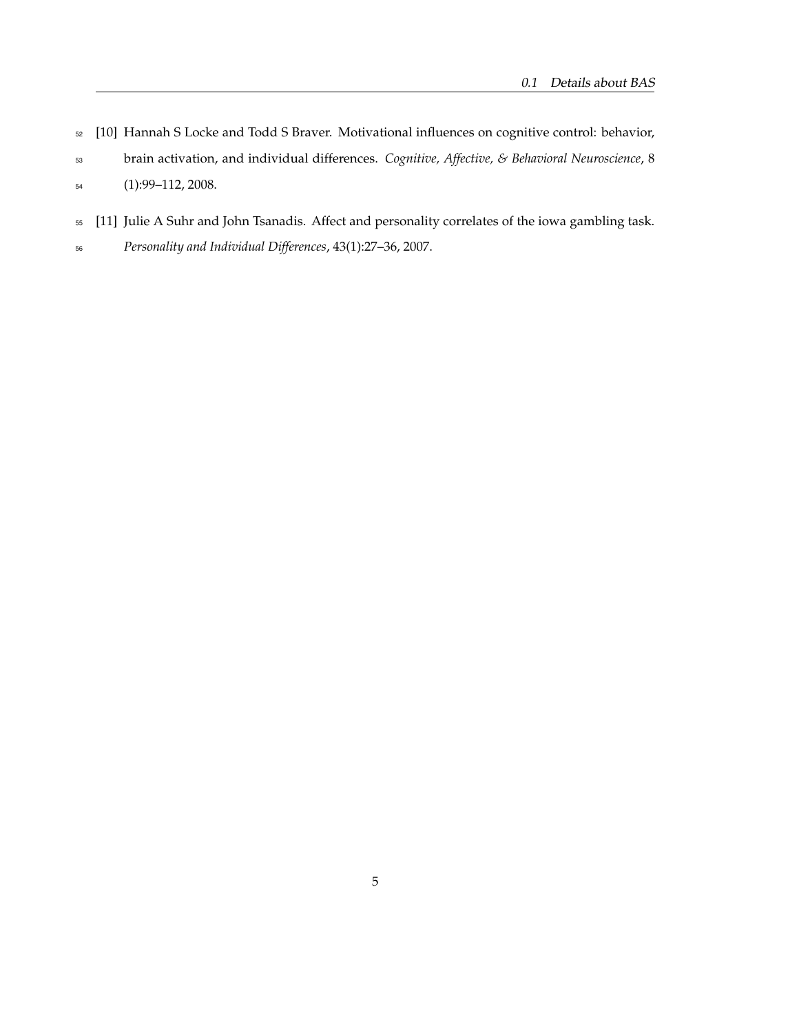[10] Hannah S Locke and Todd S Braver. Motivational influences on cognitive control: behavior, brain activation, and individual differences. *Cognitive, Affective, & Behavioral Neuroscience*, 8 (1):99–112, 2008.

[11] Julie A Suhr and John Tsanadis. Affect and personality correlates of the iowa gambling task. *Personality and Individual Differences*, 43(1):27–36, 2007.